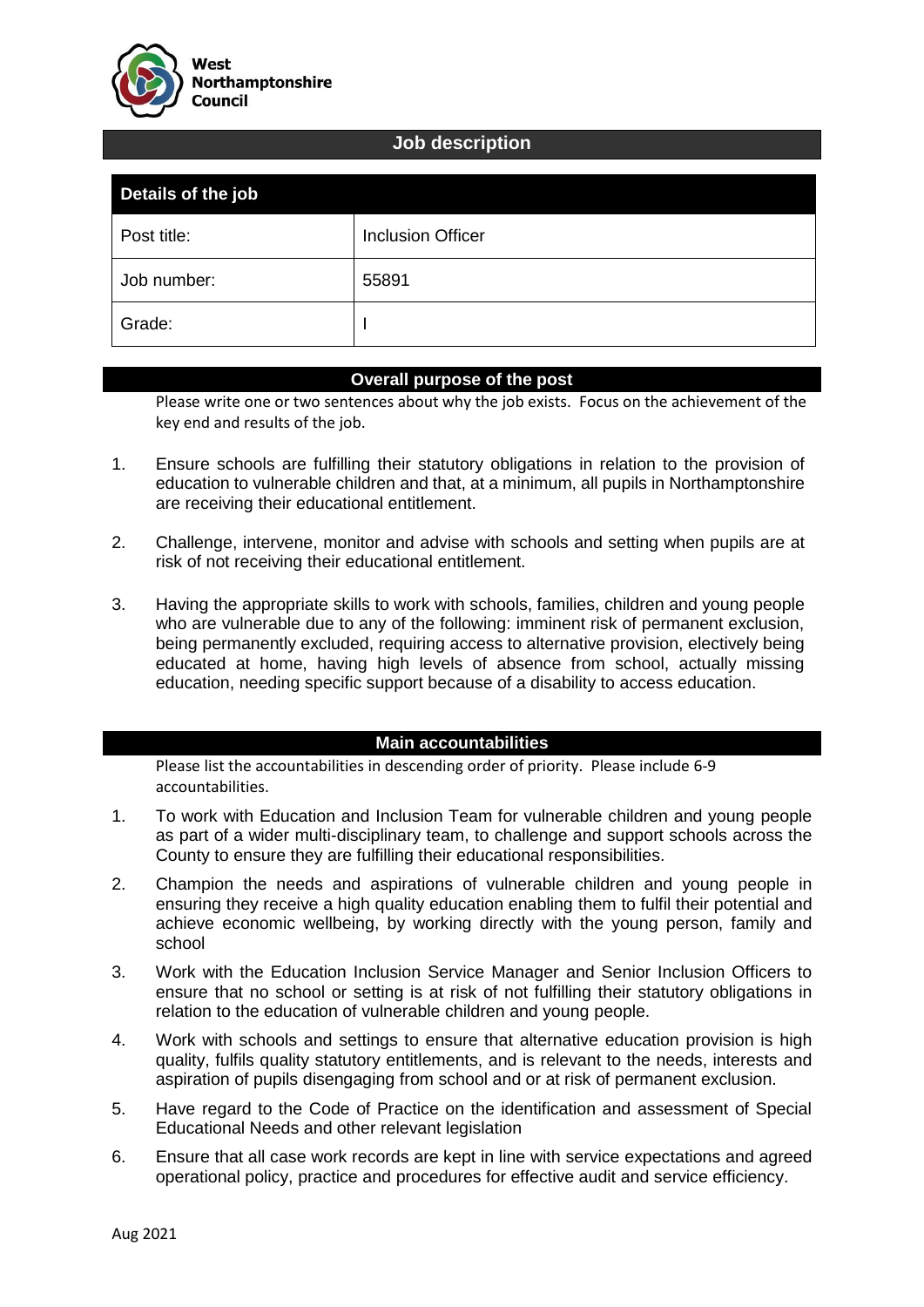West Northamptonshire Council

# Job description

| Details of the job | |
| --- | --- |
| Post title: | Inclusion Officer |
| Job number: | 55891 |
| Grade: | I |

## Overall purpose of the post

Please write one or two sentences about why the job exists. Focus on the achievement of the key end and results of the job.

1. Ensure schools are fulfilling their statutory obligations in relation to the provision of education to vulnerable children and that, at a minimum, all pupils in Northamptonshire are receiving their educational entitlement.

2. Challenge, intervene, monitor and advise with schools and setting when pupils are at risk of not receiving their educational entitlement.

3. Having the appropriate skills to work with schools, families, children and young people who are vulnerable due to any of the following: imminent risk of permanent exclusion, being permanently excluded, requiring access to alternative provision, electively being educated at home, having high levels of absence from school, actually missing education, needing specific support because of a disability to access education.

## Main accountabilities

Please list the accountabilities in descending order of priority. Please include 6-9 accountabilities.

1. To work with Education and Inclusion Team for vulnerable children and young people as part of a wider multi-disciplinary team, to challenge and support schools across the County to ensure they are fulfilling their educational responsibilities.
2. Champion the needs and aspirations of vulnerable children and young people in ensuring they receive a high quality education enabling them to fulfil their potential and achieve economic wellbeing, by working directly with the young person, family and school
3. Work with the Education Inclusion Service Manager and Senior Inclusion Officers to ensure that no school or setting is at risk of not fulfilling their statutory obligations in relation to the education of vulnerable children and young people.
4. Work with schools and settings to ensure that alternative education provision is high quality, fulfils quality statutory entitlements, and is relevant to the needs, interests and aspiration of pupils disengaging from school and or at risk of permanent exclusion.
5. Have regard to the Code of Practice on the identification and assessment of Special Educational Needs and other relevant legislation
6. Ensure that all case work records are kept in line with service expectations and agreed operational policy, practice and procedures for effective audit and service efficiency.

Aug 2021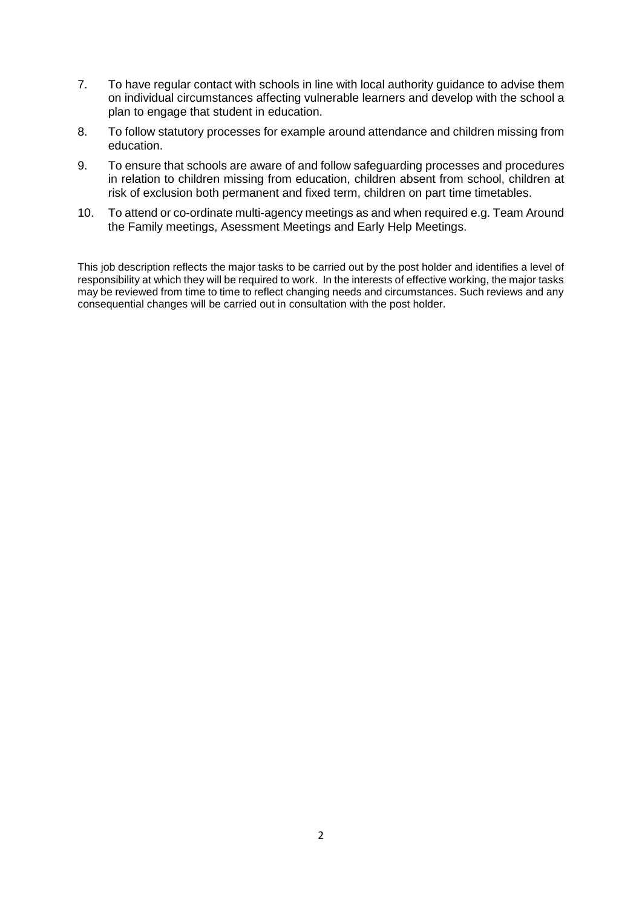7. To have regular contact with schools in line with local authority guidance to advise them on individual circumstances affecting vulnerable learners and develop with the school a plan to engage that student in education.
8. To follow statutory processes for example around attendance and children missing from education.
9. To ensure that schools are aware of and follow safeguarding processes and procedures in relation to children missing from education, children absent from school, children at risk of exclusion both permanent and fixed term, children on part time timetables.
10. To attend or co-ordinate multi-agency meetings as and when required e.g. Team Around the Family meetings, Asessment Meetings and Early Help Meetings.

This job description reflects the major tasks to be carried out by the post holder and identifies a level of responsibility at which they will be required to work. In the interests of effective working, the major tasks may be reviewed from time to time to reflect changing needs and circumstances. Such reviews and any consequential changes will be carried out in consultation with the post holder.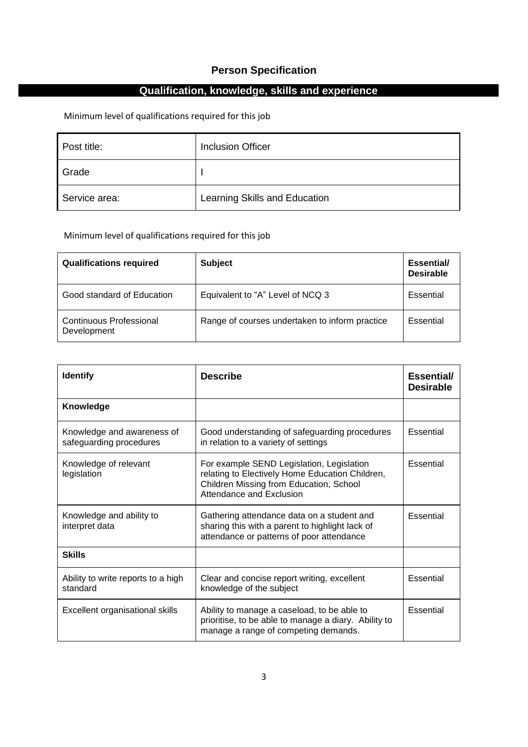## Person Specification

## Qualification, knowledge, skills and experience

Minimum level of qualifications required for this job

| Post title: | Inclusion Officer |
|---|---|
| Grade | I |
| Service area: | Learning Skills and Education |

Minimum level of qualifications required for this job

| Qualifications required | Subject | Essential/ Desirable |
|---|---|---|
| Good standard of Education | Equivalent to "A" Level of NCQ 3 | Essential |
| Continuous Professional Development | Range of courses undertaken to inform practice | Essential |

| Identify | Describe | Essential/ Desirable |
|---|---|---|
| **Knowledge** | | |
| Knowledge and awareness of safeguarding procedures | Good understanding of safeguarding procedures in relation to a variety of settings | Essential |
| Knowledge of relevant legislation | For example SEND Legislation, Legislation relating to Electively Home Education Children, Children Missing from Education, School Attendance and Exclusion | Essential |
| Knowledge and ability to interpret data | Gathering attendance data on a student and sharing this with a parent to highlight lack of attendance or patterns of poor attendance | Essential |
| **Skills** | | |
| Ability to write reports to a high standard | Clear and concise report writing, excellent knowledge of the subject | Essential |
| Excellent organisational skills | Ability to manage a caseload, to be able to prioritise, to be able to manage a diary. Ability to manage a range of competing demands. | Essential |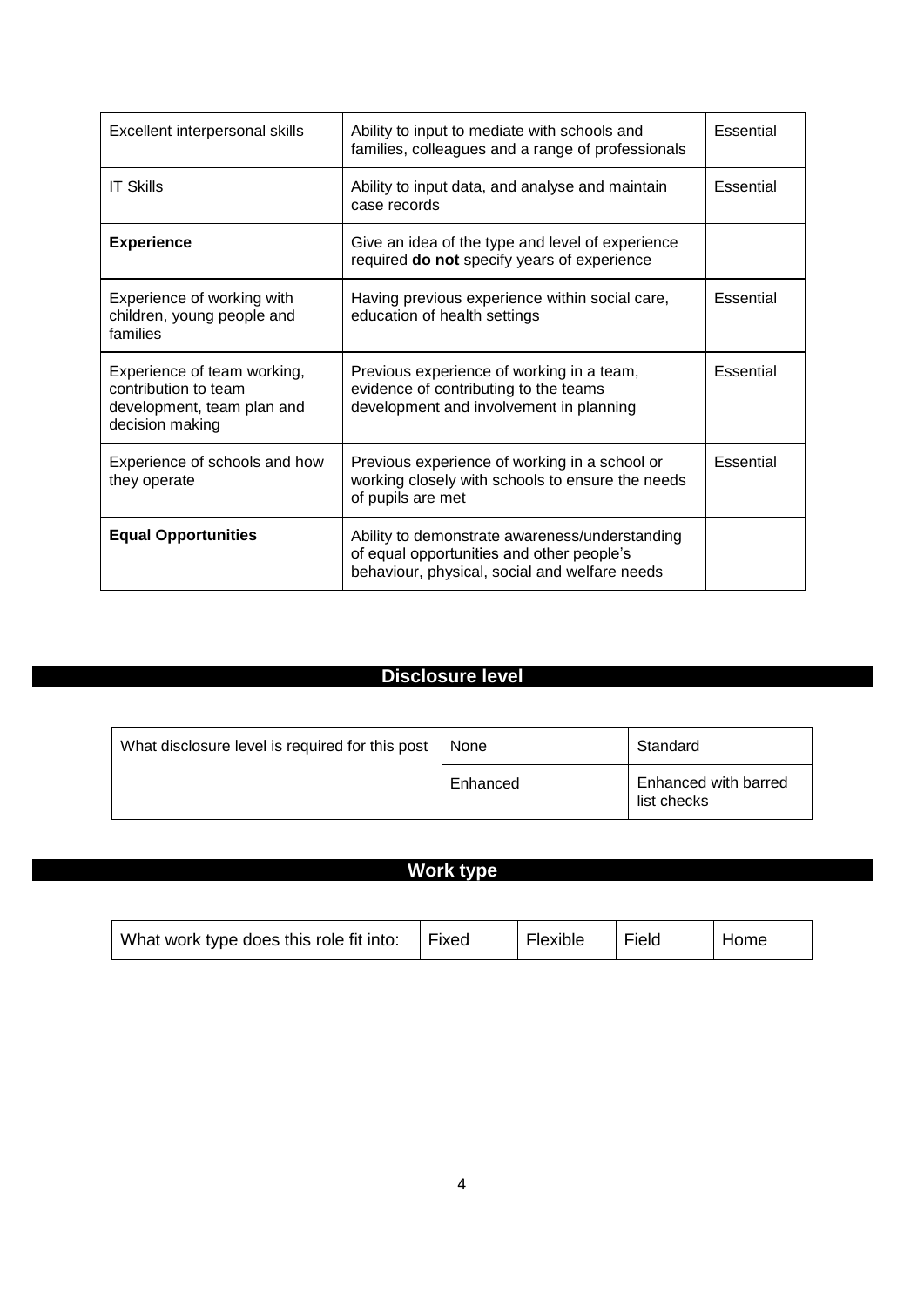| | | |
|---|---|---|
| Excellent interpersonal skills | Ability to input to mediate with schools and families, colleagues and a range of professionals | Essential |
| IT Skills | Ability to input data, and analyse and maintain case records | Essential |
| **Experience** | Give an idea of the type and level of experience required **do not** specify years of experience | |
| Experience of working with children, young people and families | Having previous experience within social care, education of health settings | Essential |
| Experience of team working, contribution to team development, team plan and decision making | Previous experience of working in a team, evidence of contributing to the teams development and involvement in planning | Essential |
| Experience of schools and how they operate | Previous experience of working in a school or working closely with schools to ensure the needs of pupils are met | Essential |
| **Equal Opportunities** | Ability to demonstrate awareness/understanding of equal opportunities and other people's behaviour, physical, social and welfare needs | |

## Disclosure level

| | | |
|---|---|---|
| What disclosure level is required for this post | None | Standard |
| | Enhanced | Enhanced with barred list checks |

## Work type

| | | | | |
|---|---|---|---|---|
| What work type does this role fit into: | Fixed | Flexible | Field | Home |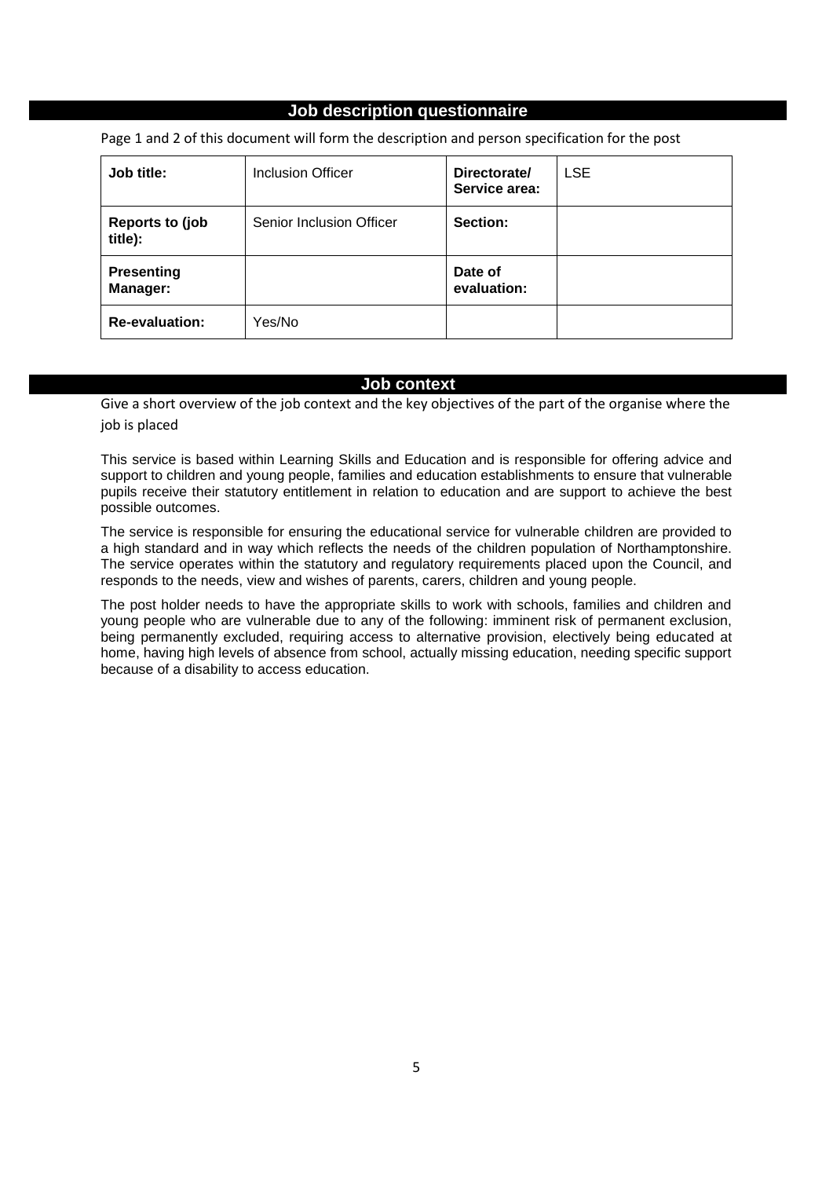## Job description questionnaire

Page 1 and 2 of this document will form the description and person specification for the post

| | | | |
|---|---|---|---|
| **Job title:** | Inclusion Officer | **Directorate/ Service area:** | LSE |
| **Reports to (job title):** | Senior Inclusion Officer | **Section:** | |
| **Presenting Manager:** | | **Date of evaluation:** | |
| **Re-evaluation:** | Yes/No | | |

## Job context

Give a short overview of the job context and the key objectives of the part of the organise where the job is placed

This service is based within Learning Skills and Education and is responsible for offering advice and support to children and young people, families and education establishments to ensure that vulnerable pupils receive their statutory entitlement in relation to education and are support to achieve the best possible outcomes.

The service is responsible for ensuring the educational service for vulnerable children are provided to a high standard and in way which reflects the needs of the children population of Northamptonshire. The service operates within the statutory and regulatory requirements placed upon the Council, and responds to the needs, view and wishes of parents, carers, children and young people.

The post holder needs to have the appropriate skills to work with schools, families and children and young people who are vulnerable due to any of the following: imminent risk of permanent exclusion, being permanently excluded, requiring access to alternative provision, electively being educated at home, having high levels of absence from school, actually missing education, needing specific support because of a disability to access education.